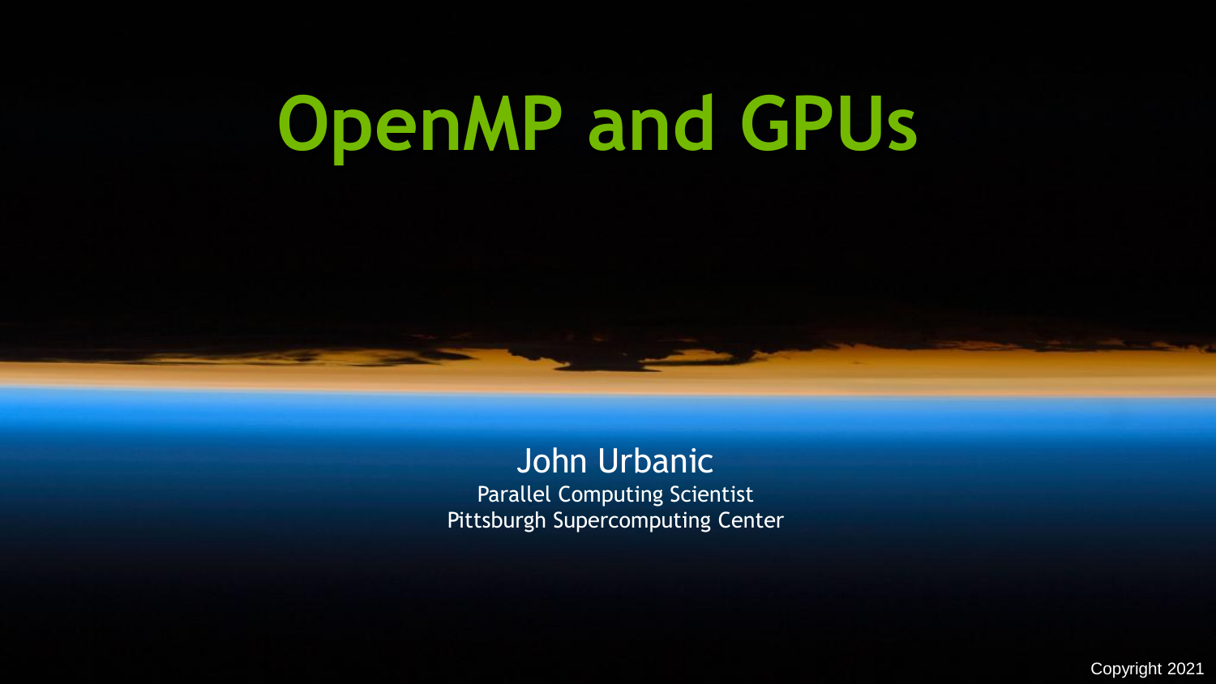# OpenMP and GPUs

John Urbanic

Parallel Computing Scientist

Pittsburgh Supercomputing Center

Copyright 2021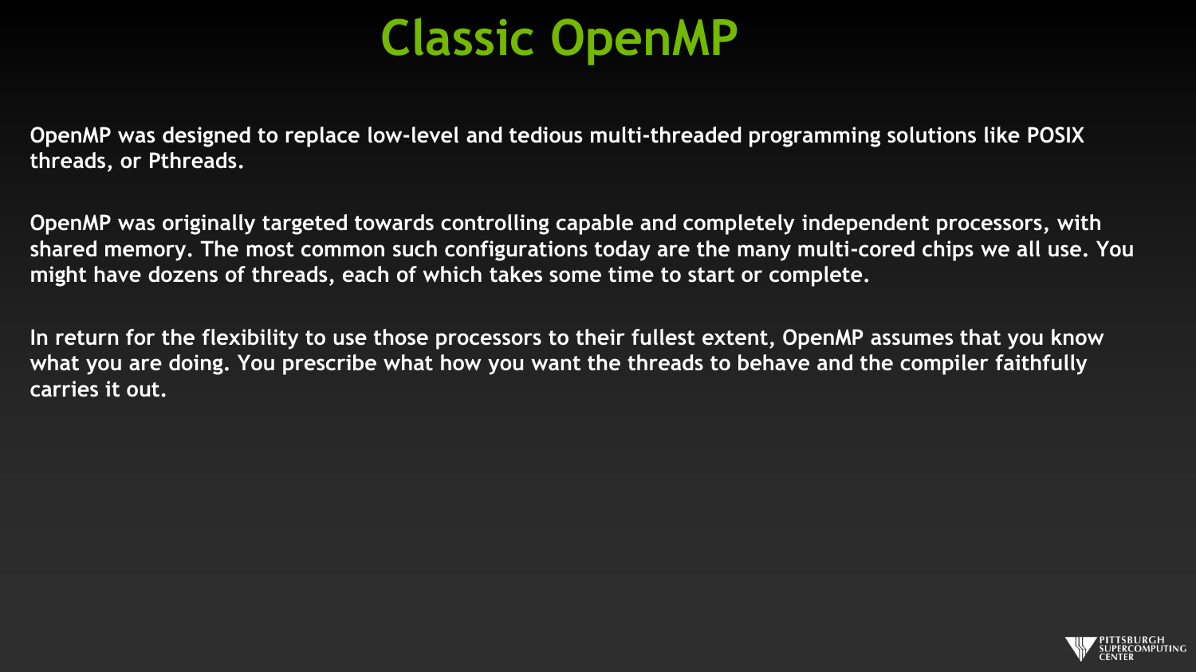# Classic OpenMP

OpenMP was designed to replace low-level and tedious multi-threaded programming solutions like POSIX threads, or Pthreads.

OpenMP was originally targeted towards controlling capable and completely independent processors, with shared memory. The most common such configurations today are the many multi-cored chips we all use. You might have dozens of threads, each of which takes some time to start or complete.

In return for the flexibility to use those processors to their fullest extent, OpenMP assumes that you know what you are doing. You prescribe what how you want the threads to behave and the compiler faithfully carries it out.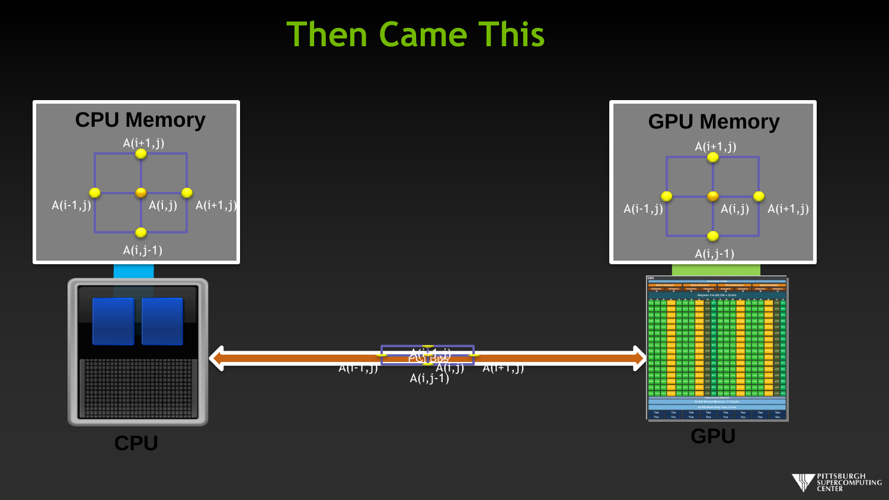# Then Came This

CPU Memory

A(i+1,j)

A(i-1,j)

A(i,j)

A(i+1,j)

A(i,j-1)

GPU Memory

A(i+1,j)

A(i-1,j)

A(i,j)

A(i+1,j)

A(i,j-1)

PCI Bus

A(i+1,j)

A(i-1,j)

A(i,j)

A(i+1,j)

A(i,j-1)

CPU

GPU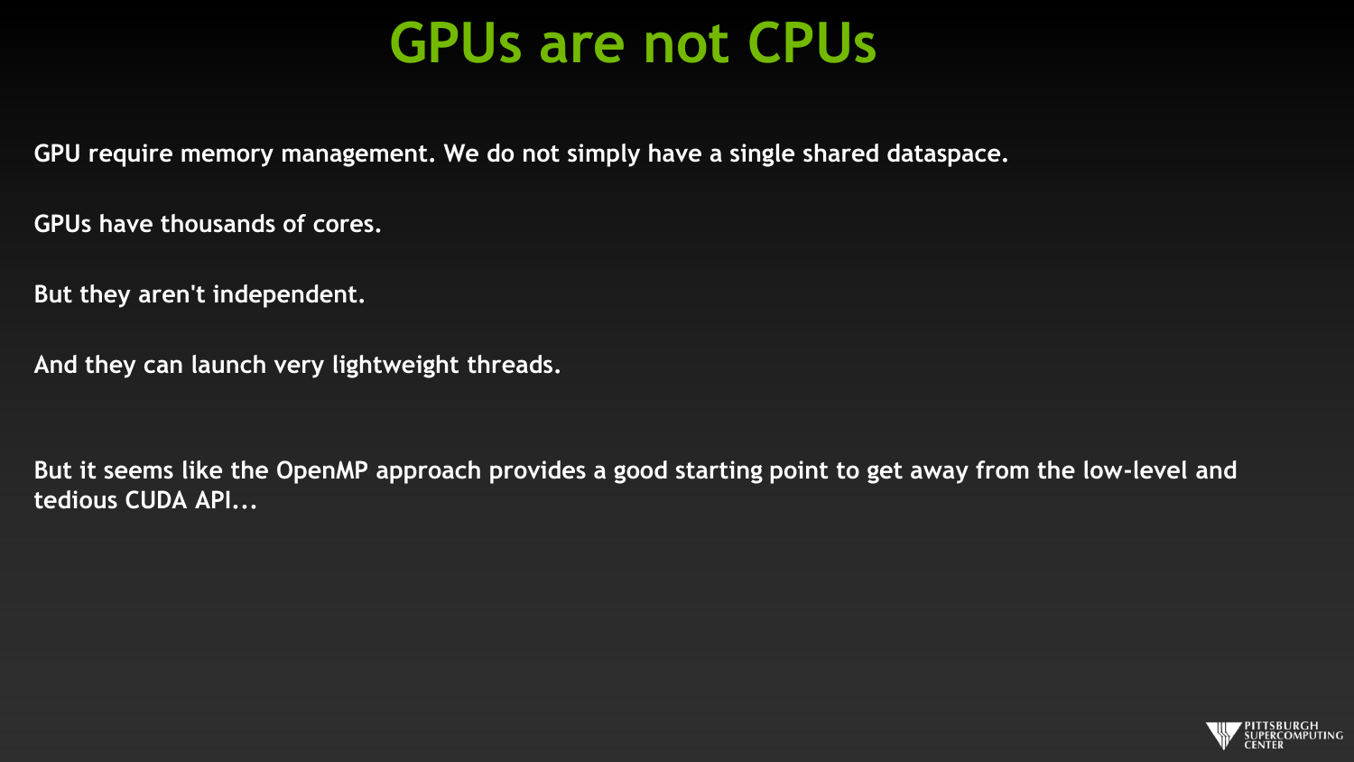# GPUs are not CPUs

**GPU require memory management. We do not simply have a single shared dataspace.**

**GPUs have thousands of cores.**

**But they aren't independent.**

**And they can launch very lightweight threads.**

**But it seems like the OpenMP approach provides a good starting point to get away from the low-level and tedious CUDA API...**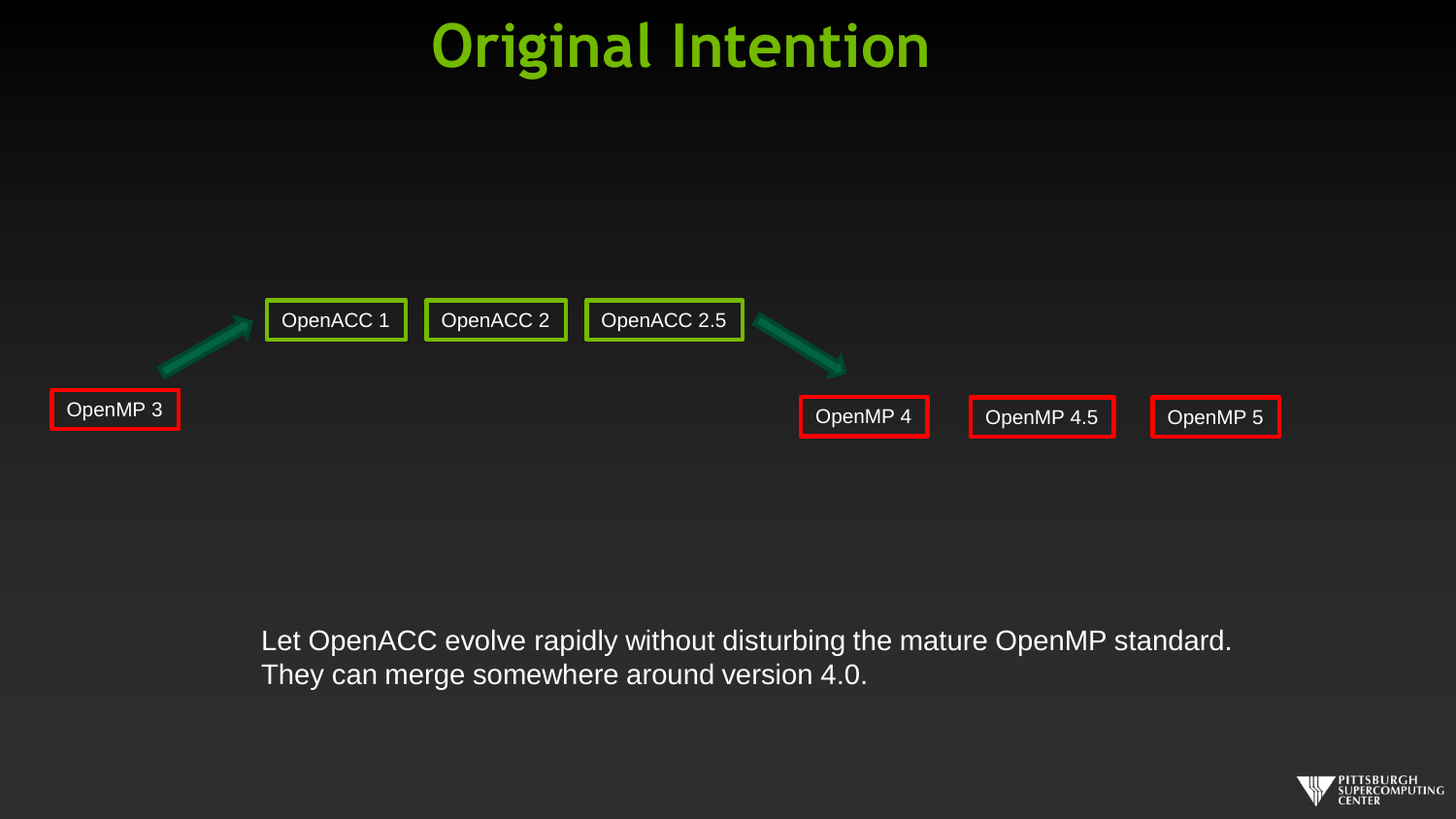# Original Intention

OpenMP 3 → OpenACC 1 | OpenACC 2 | OpenACC 2.5 → OpenMP 4 | OpenMP 4.5 | OpenMP 5

Let OpenACC evolve rapidly without disturbing the mature OpenMP standard.
They can merge somewhere around version 4.0.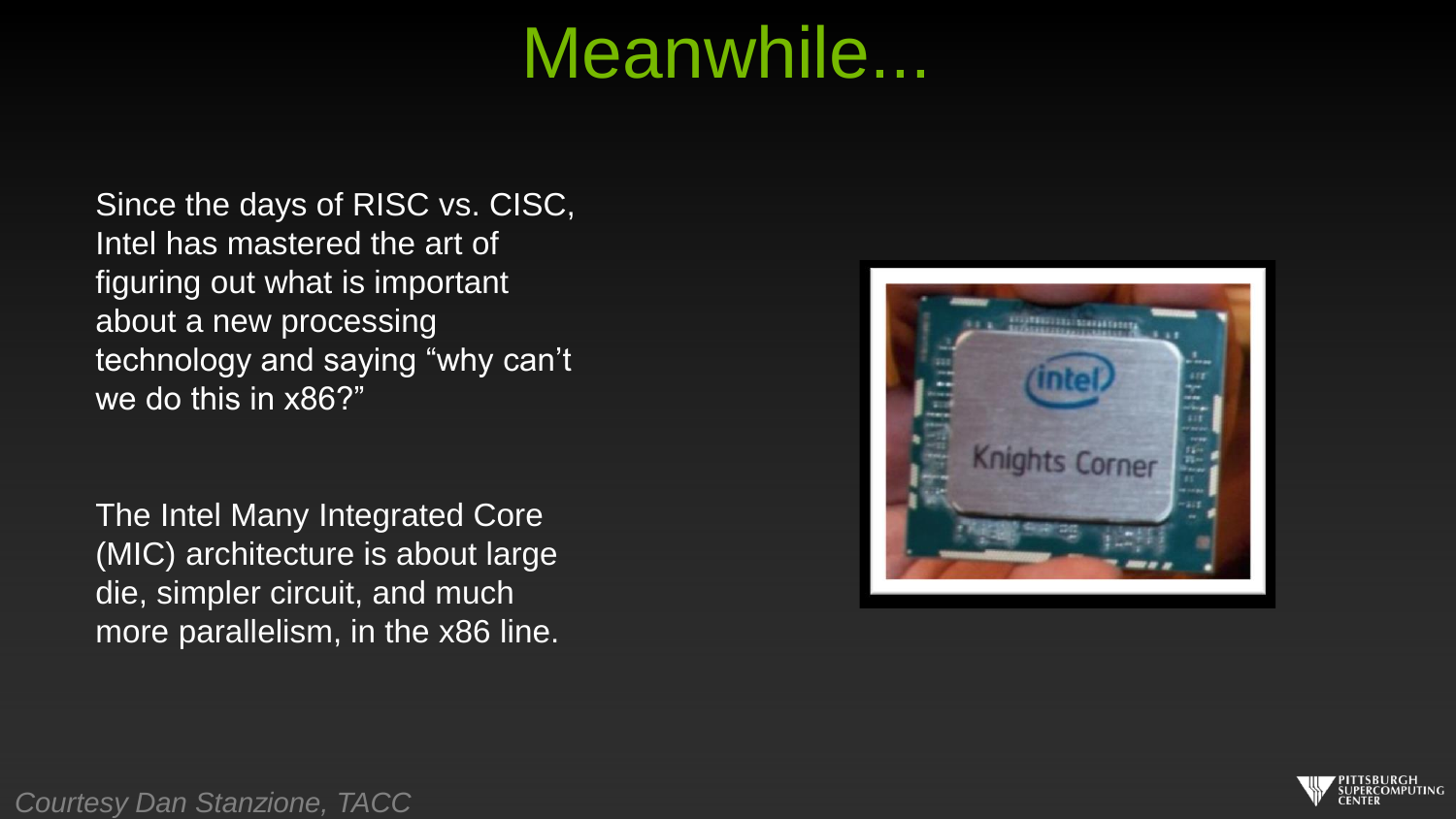# Meanwhile...

Since the days of RISC vs. CISC, Intel has mastered the art of figuring out what is important about a new processing technology and saying “why can’t we do this in x86?”

The Intel Many Integrated Core (MIC) architecture is about large die, simpler circuit, and much more parallelism, in the x86 line.

*Courtesy Dan Stanzione, TACC*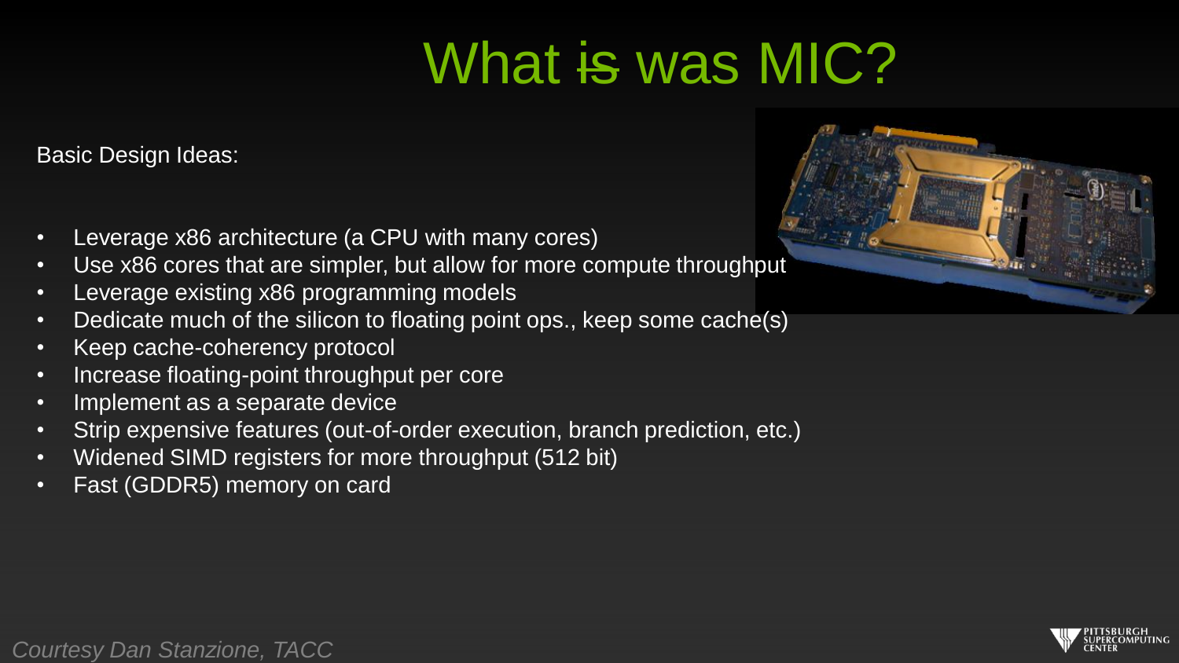# What ~~is~~ was MIC?

Basic Design Ideas:

- Leverage x86 architecture (a CPU with many cores)
- Use x86 cores that are simpler, but allow for more compute throughput
- Leverage existing x86 programming models
- Dedicate much of the silicon to floating point ops., keep some cache(s)
- Keep cache-coherency protocol
- Increase floating-point throughput per core
- Implement as a separate device
- Strip expensive features (out-of-order execution, branch prediction, etc.)
- Widened SIMD registers for more throughput (512 bit)
- Fast (GDDR5) memory on card

*Courtesy Dan Stanzione, TACC*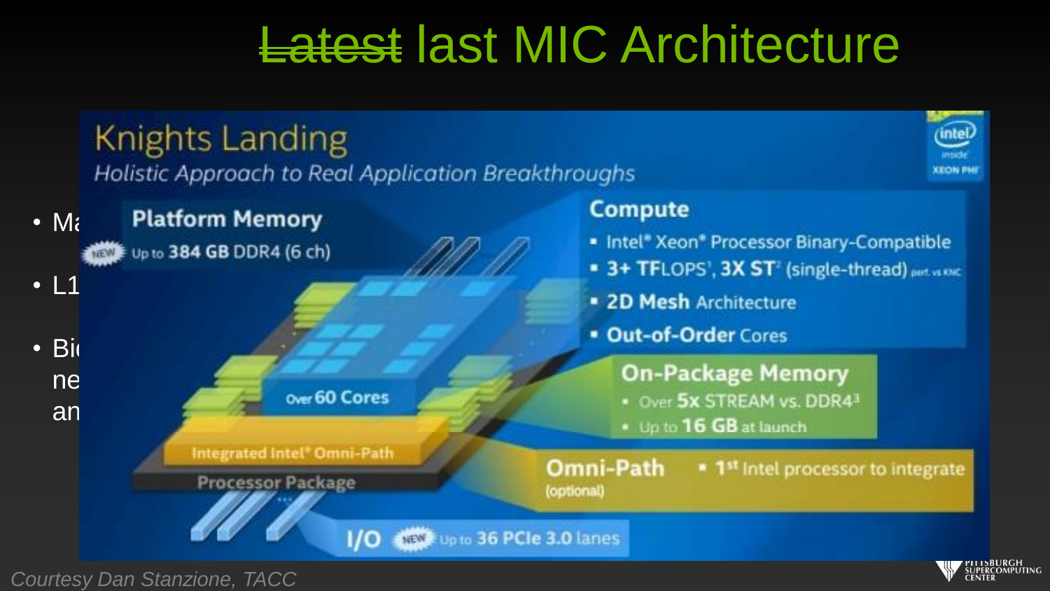# ~~Latest~~ last MIC Architecture

## Knights Landing

*Holistic Approach to Real Application Breakthroughs*

**Platform Memory**
- NEW Up to **384 GB** DDR4 (6 ch)

**Compute**
- Intel® Xeon® Processor Binary-Compatible
- **3+ TFLOPS**[1], **3X ST**[2] (single-thread) perf. vs KNC
- **2D Mesh** Architecture
- **Out-of-Order** Cores

**On-Package Memory**
- Over **5x** STREAM vs. DDR4[3]
- Up to **16 GB** at launch

**Omni-Path** (optional)
- 1st Intel processor to integrate

**I/O** NEW Up to **36 PCIe 3.0** lanes

Over **60 Cores**

Integrated Intel® Omni-Path

Processor Package

- Ma
- L1
- Bi ne an

*Courtesy Dan Stanzione, TACC*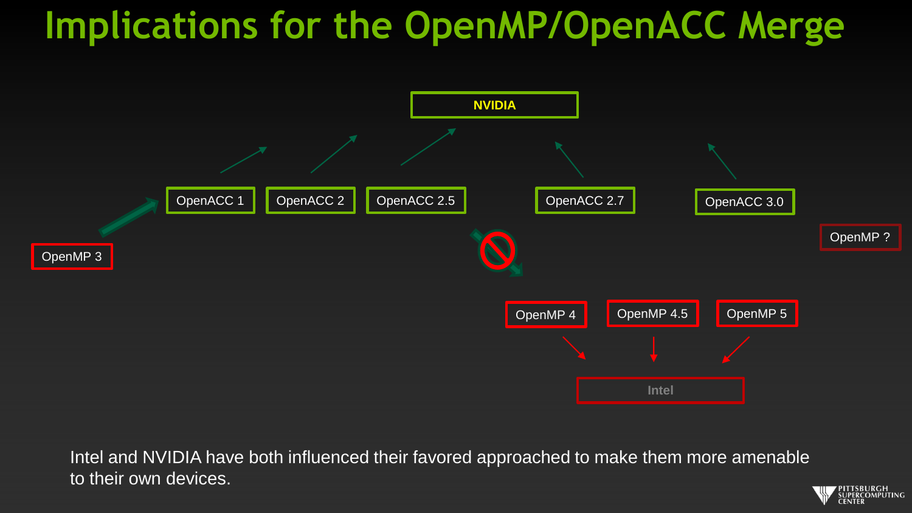# Implications for the OpenMP/OpenACC Merge

NVIDIA

OpenACC 1

OpenACC 2

OpenACC 2.5

OpenACC 2.7

OpenACC 3.0

OpenMP 3

OpenMP ?

OpenMP 4

OpenMP 4.5

OpenMP 5

Intel

Intel and NVIDIA have both influenced their favored approached to make them more amenable to their own devices.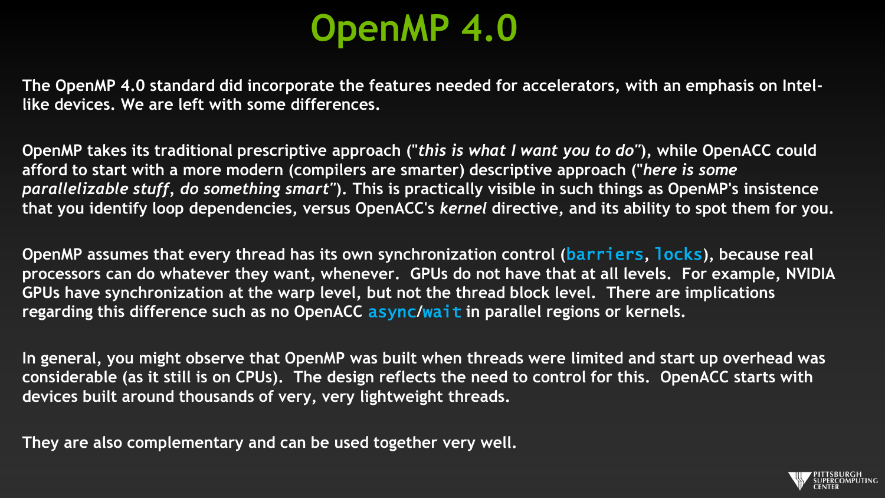# OpenMP 4.0

The OpenMP 4.0 standard did incorporate the features needed for accelerators, with an emphasis on Intel-like devices. We are left with some differences.

OpenMP takes its traditional prescriptive approach ("*this is what I want you to do*"), while OpenACC could afford to start with a more modern (compilers are smarter) descriptive approach ("*here is some parallelizable stuff, do something smart*"). This is practically visible in such things as OpenMP's insistence that you identify loop dependencies, versus OpenACC's *kernel* directive, and its ability to spot them for you.

OpenMP assumes that every thread has its own synchronization control (`barriers`, `locks`), because real processors can do whatever they want, whenever. GPUs do not have that at all levels. For example, NVIDIA GPUs have synchronization at the warp level, but not the thread block level. There are implications regarding this difference such as no OpenACC `async`/`wait` in parallel regions or kernels.

In general, you might observe that OpenMP was built when threads were limited and start up overhead was considerable (as it still is on CPUs). The design reflects the need to control for this. OpenACC starts with devices built around thousands of very, very lightweight threads.

They are also complementary and can be used together very well.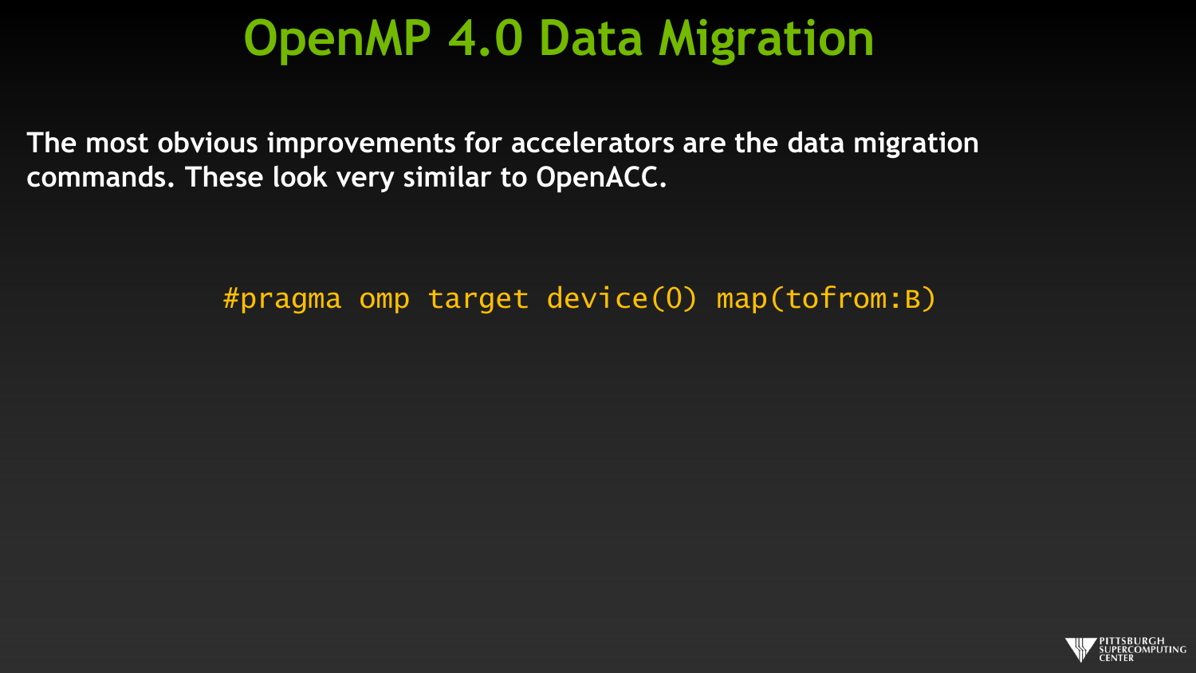# OpenMP 4.0 Data Migration

**The most obvious improvements for accelerators are the data migration commands. These look very similar to OpenACC.**

```
#pragma omp target device(0) map(tofrom:B)
```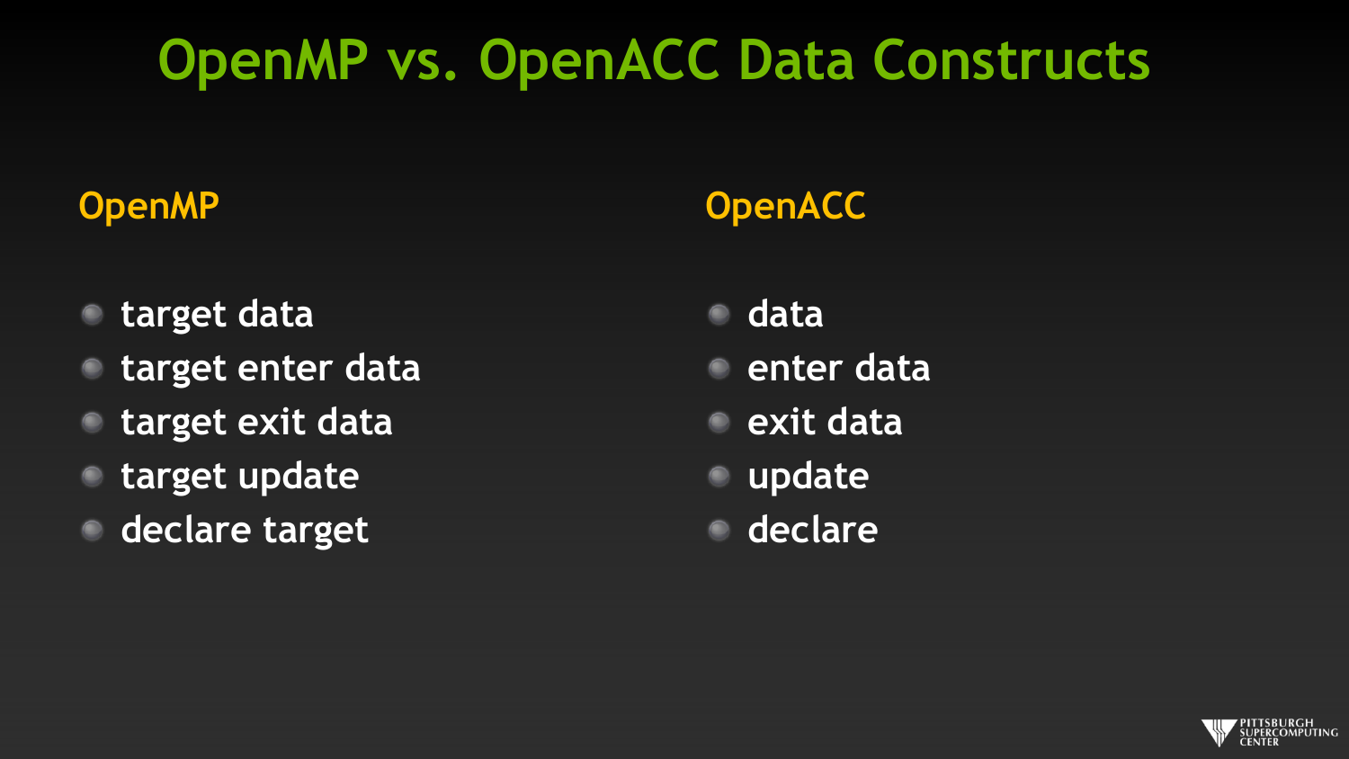# OpenMP vs. OpenACC Data Constructs

## OpenMP

- target data
- target enter data
- target exit data
- target update
- declare target

## OpenACC

- data
- enter data
- exit data
- update
- declare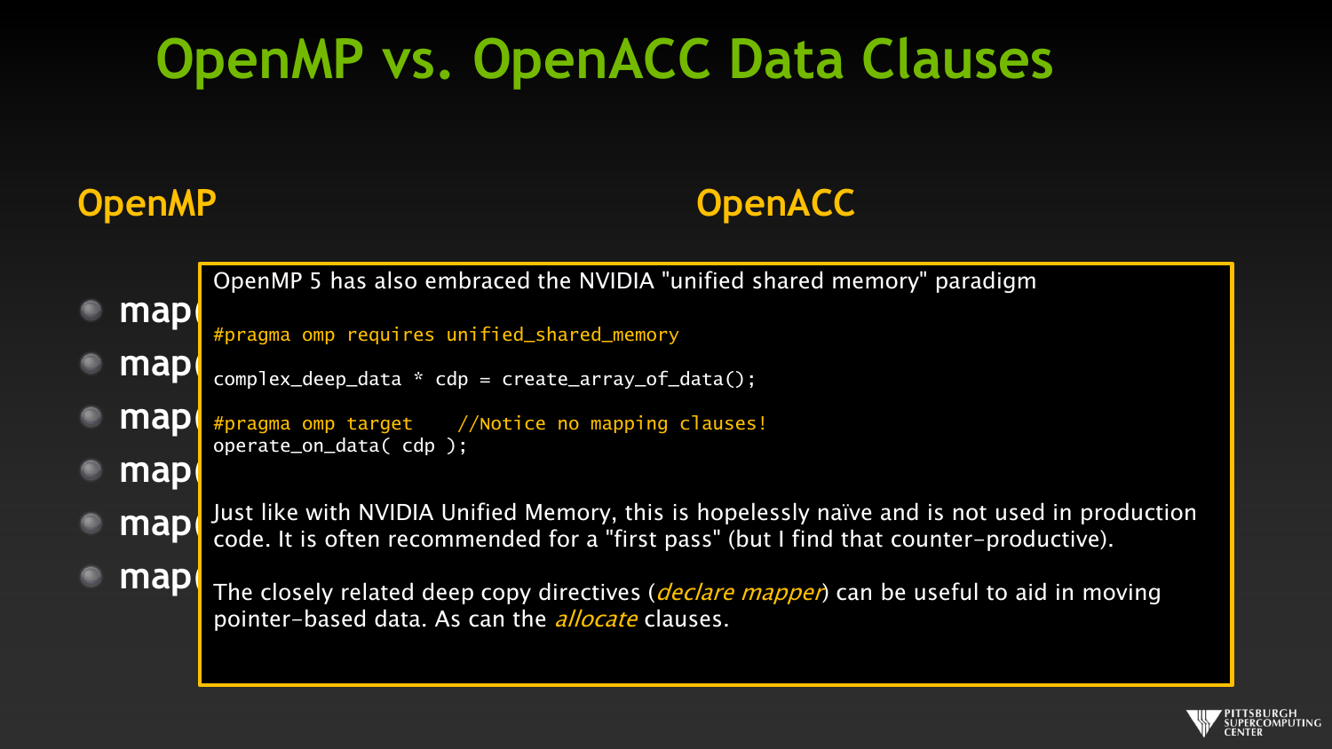# OpenMP vs. OpenACC Data Clauses

## OpenMP

- map(
- map(
- map(
- map(
- map(
- map(

## OpenACC

OpenMP 5 has also embraced the NVIDIA "unified shared memory" paradigm

```
#pragma omp requires unified_shared_memory

complex_deep_data * cdp = create_array_of_data();

#pragma omp target    //Notice no mapping clauses!
operate_on_data( cdp );
```

Just like with NVIDIA Unified Memory, this is hopelessly naïve and is not used in production code. It is often recommended for a "first pass" (but I find that counter-productive).

The closely related deep copy directives (*declare mapper*) can be useful to aid in moving pointer-based data. As can the *allocate* clauses.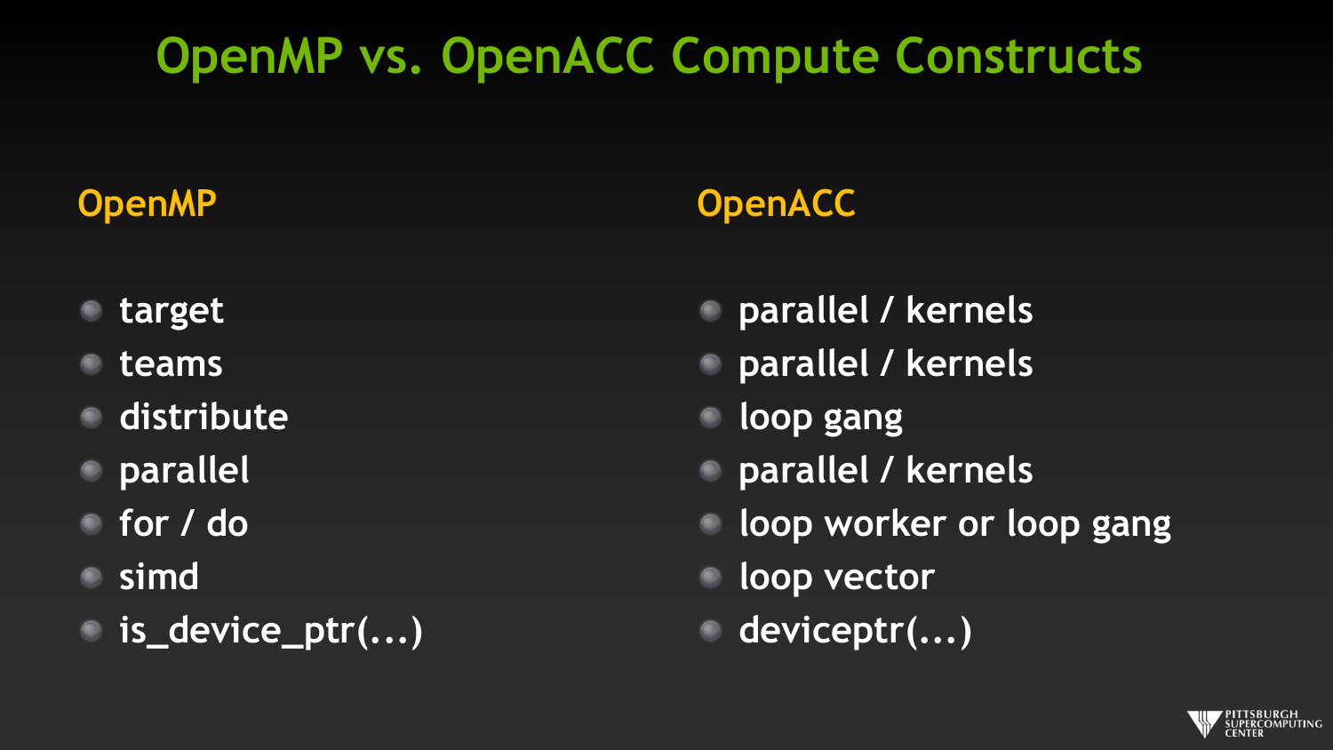# OpenMP vs. OpenACC Compute Constructs

| OpenMP | OpenACC |
| --- | --- |
| target | parallel / kernels |
| teams | parallel / kernels |
| distribute | loop gang |
| parallel | parallel / kernels |
| for / do | loop worker or loop gang |
| simd | loop vector |
| is_device_ptr(...) | deviceptr(...) |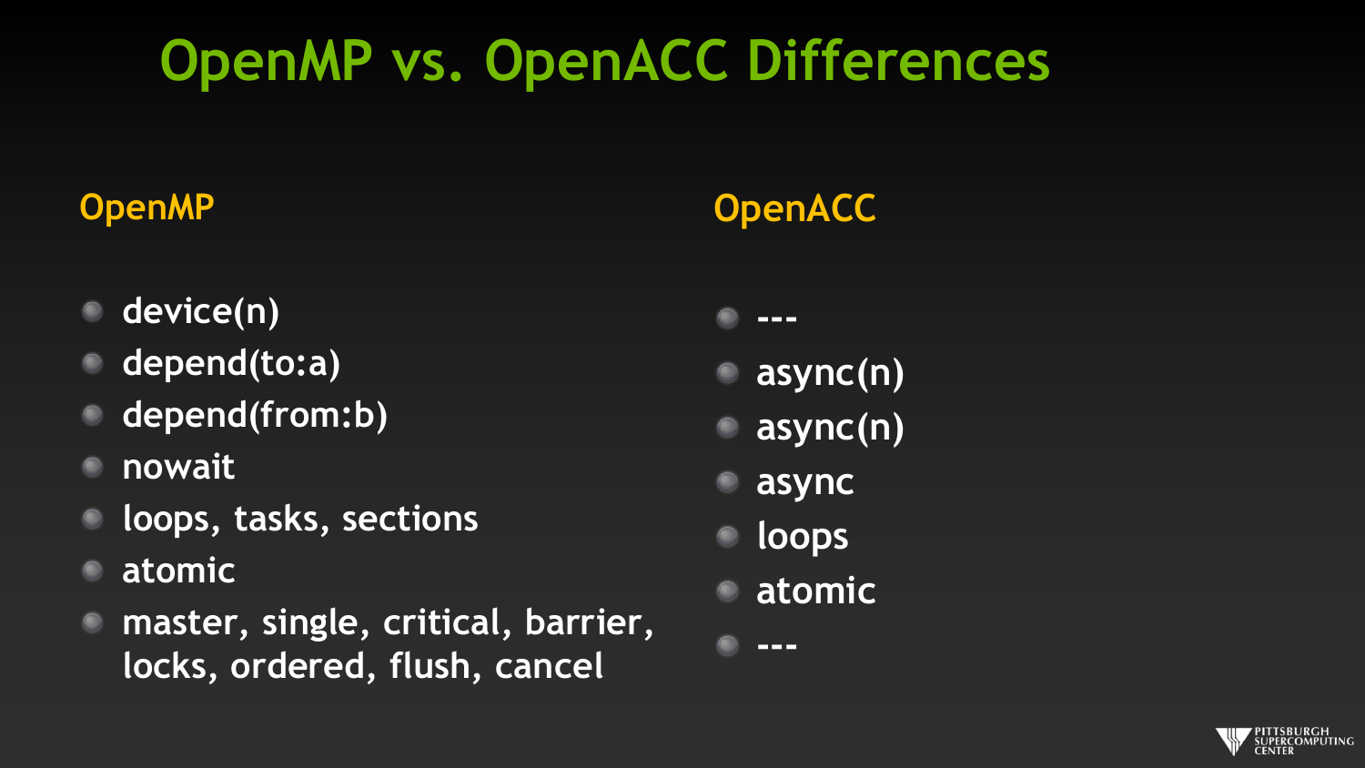# OpenMP vs. OpenACC Differences

| OpenMP | OpenACC |
| --- | --- |
| device(n) | --- |
| depend(to:a) | async(n) |
| depend(from:b) | async(n) |
| nowait | async |
| loops, tasks, sections | loops |
| atomic | atomic |
| master, single, critical, barrier, locks, ordered, flush, cancel | --- |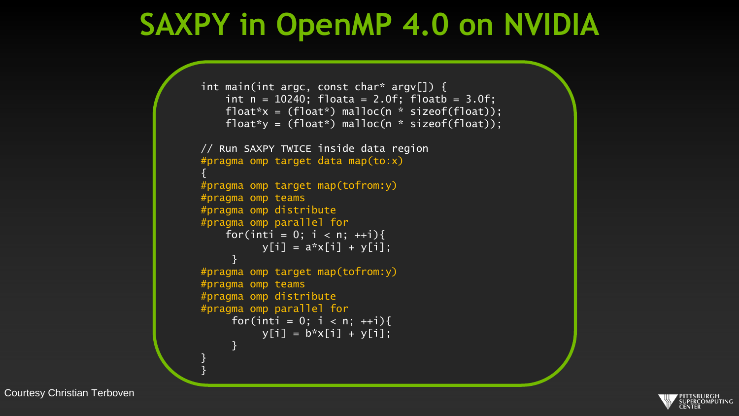# SAXPY in OpenMP 4.0 on NVIDIA

```
int main(int argc, const char* argv[]) {
    int n = 10240; floata = 2.0f; floatb = 3.0f;
    float*x = (float*) malloc(n * sizeof(float));
    float*y = (float*) malloc(n * sizeof(float));

// Run SAXPY TWICE inside data region
#pragma omp target data map(to:x)
{
#pragma omp target map(tofrom:y)
#pragma omp teams
#pragma omp distribute
#pragma omp parallel for
    for(inti = 0; i < n; ++i){
          y[i] = a*x[i] + y[i];
     }
#pragma omp target map(tofrom:y)
#pragma omp teams
#pragma omp distribute
#pragma omp parallel for
     for(inti = 0; i < n; ++i){
          y[i] = b*x[i] + y[i];
     }
}
}
```

Courtesy Christian Terboven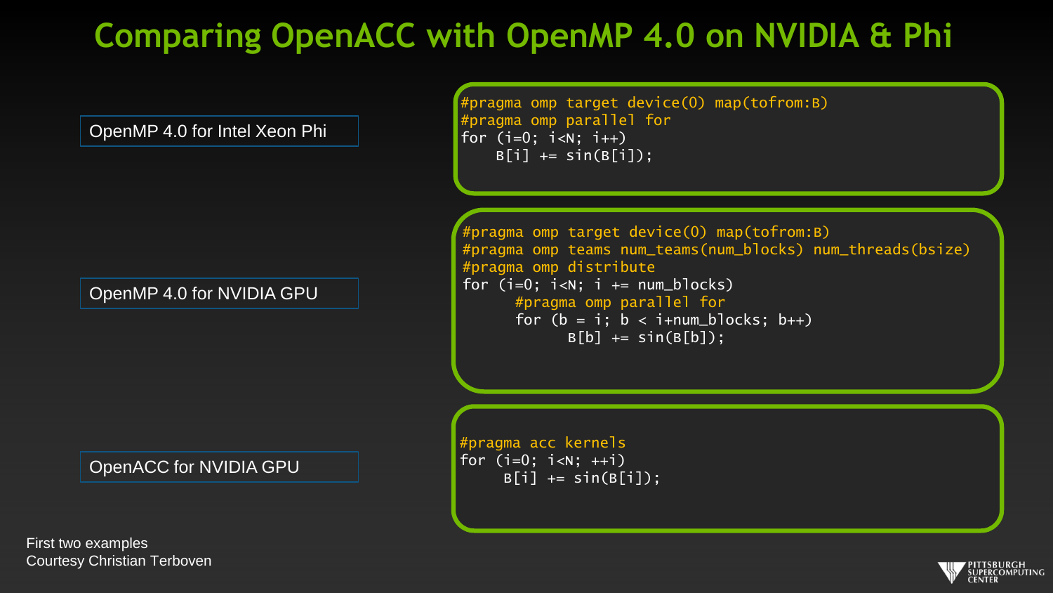# Comparing OpenACC with OpenMP 4.0 on NVIDIA & Phi

OpenMP 4.0 for Intel Xeon Phi

```
#pragma omp target device(0) map(tofrom:B)
#pragma omp parallel for
for (i=0; i<N; i++)
    B[i] += sin(B[i]);
```

OpenMP 4.0 for NVIDIA GPU

```
#pragma omp target device(0) map(tofrom:B)
#pragma omp teams num_teams(num_blocks) num_threads(bsize)
#pragma omp distribute
for (i=0; i<N; i += num_blocks)
      #pragma omp parallel for
      for (b = i; b < i+num_blocks; b++)
            B[b] += sin(B[b]);
```

OpenACC for NVIDIA GPU

```
#pragma acc kernels
for (i=0; i<N; ++i)
     B[i] += sin(B[i]);
```

First two examples
Courtesy Christian Terboven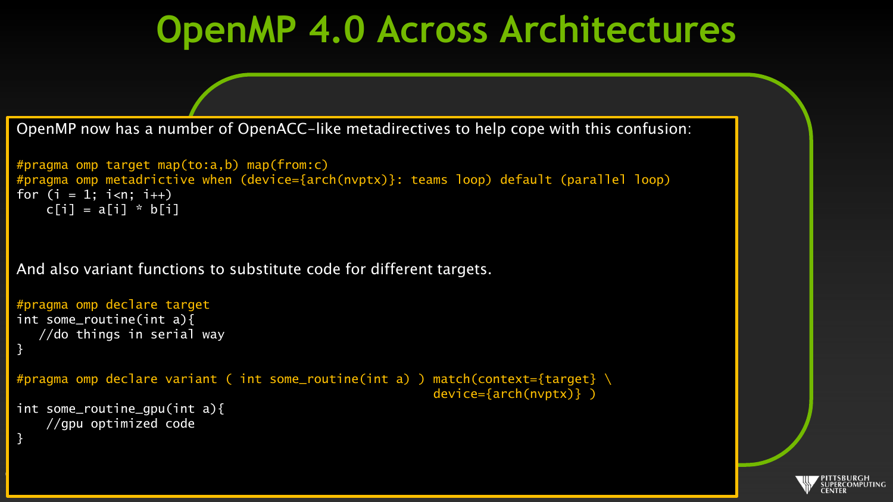# OpenMP 4.0 Across Architectures

OpenMP now has a number of OpenACC-like metadirectives to help cope with this confusion:

```
#pragma omp target map(to:a,b) map(from:c)
#pragma omp metadrictive when (device={arch(nvptx)}: teams loop) default (parallel loop)
for (i = 1; i<n; i++)
    c[i] = a[i] * b[i]
```

And also variant functions to substitute code for different targets.

```
#pragma omp declare target
int some_routine(int a){
   //do things in serial way
}

#pragma omp declare variant ( int some_routine(int a) ) match(context={target} \
                                                              device={arch(nvptx)} )
int some_routine_gpu(int a){
    //gpu optimized code
}
```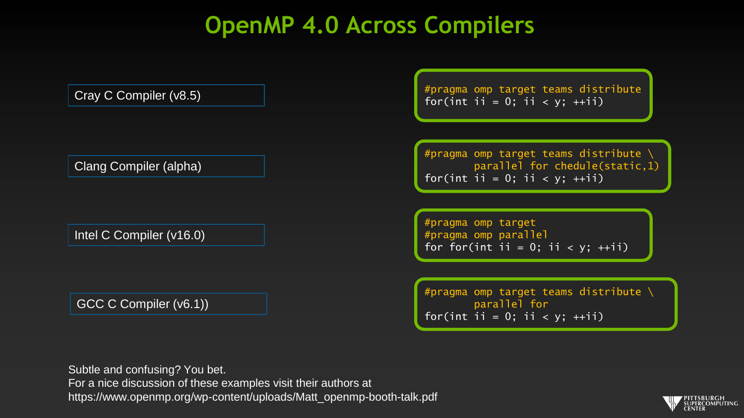# OpenMP 4.0 Across Compilers

Cray C Compiler (v8.5)

```
#pragma omp target teams distribute
for(int ii = 0; ii < y; ++ii)
```

Clang Compiler (alpha)

```
#pragma omp target teams distribute \
        parallel for chedule(static,1)
for(int ii = 0; ii < y; ++ii)
```

Intel C Compiler (v16.0)

```
#pragma omp target
#pragma omp parallel
for for(int ii = 0; ii < y; ++ii)
```

GCC C Compiler (v6.1))

```
#pragma omp target teams distribute \
        parallel for
for(int ii = 0; ii < y; ++ii)
```

Subtle and confusing? You bet.
For a nice discussion of these examples visit their authors at
https://www.openmp.org/wp-content/uploads/Matt_openmp-booth-talk.pdf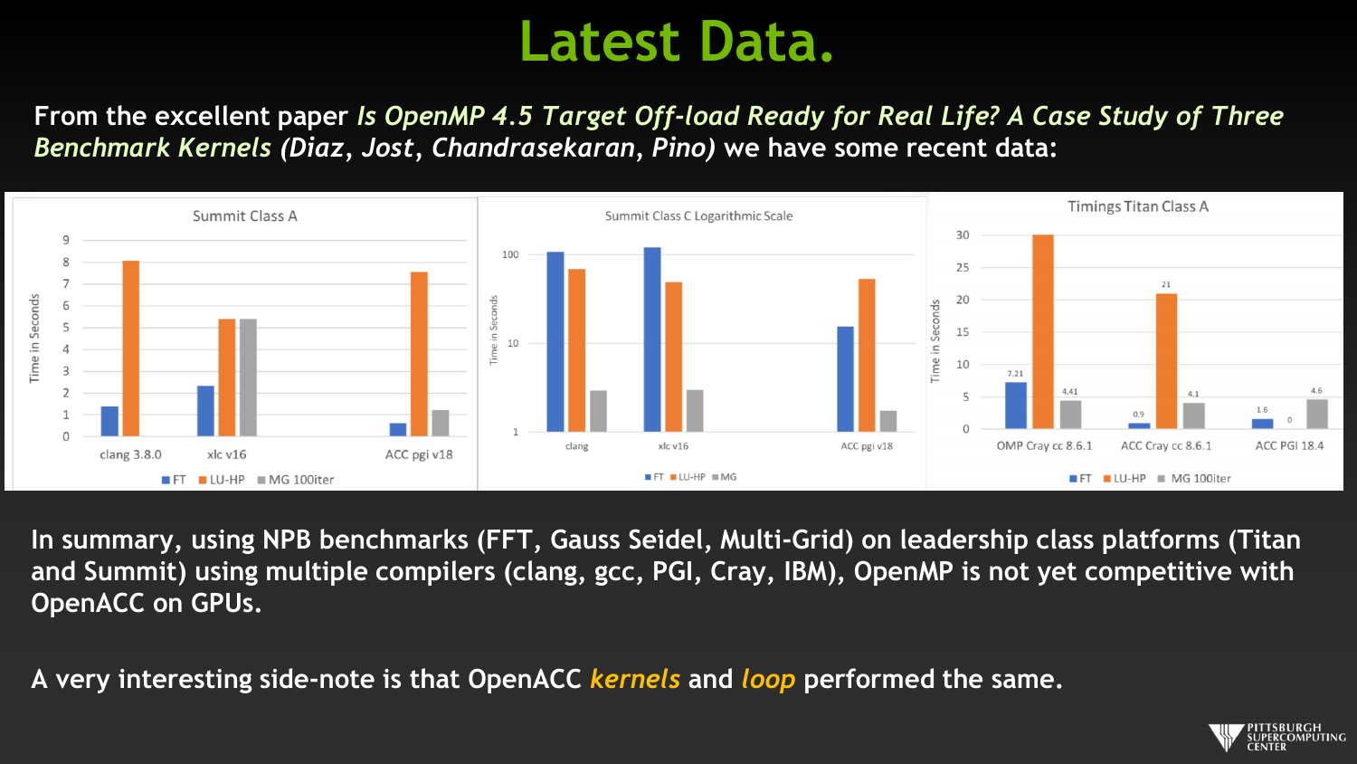# Latest Data.

From the excellent paper *Is OpenMP 4.5 Target Off-load Ready for Real Life? A Case Study of Three Benchmark Kernels* *(Diaz, Jost, Chandrasekaran, Pino)* we have some recent data:

In summary, using NPB benchmarks (FFT, Gauss Seidel, Multi-Grid) on leadership class platforms (Titan and Summit) using multiple compilers (clang, gcc, PGI, Cray, IBM), OpenMP is not yet competitive with OpenACC on GPUs.

A very interesting side-note is that OpenACC *kernels* and *loop* performed the same.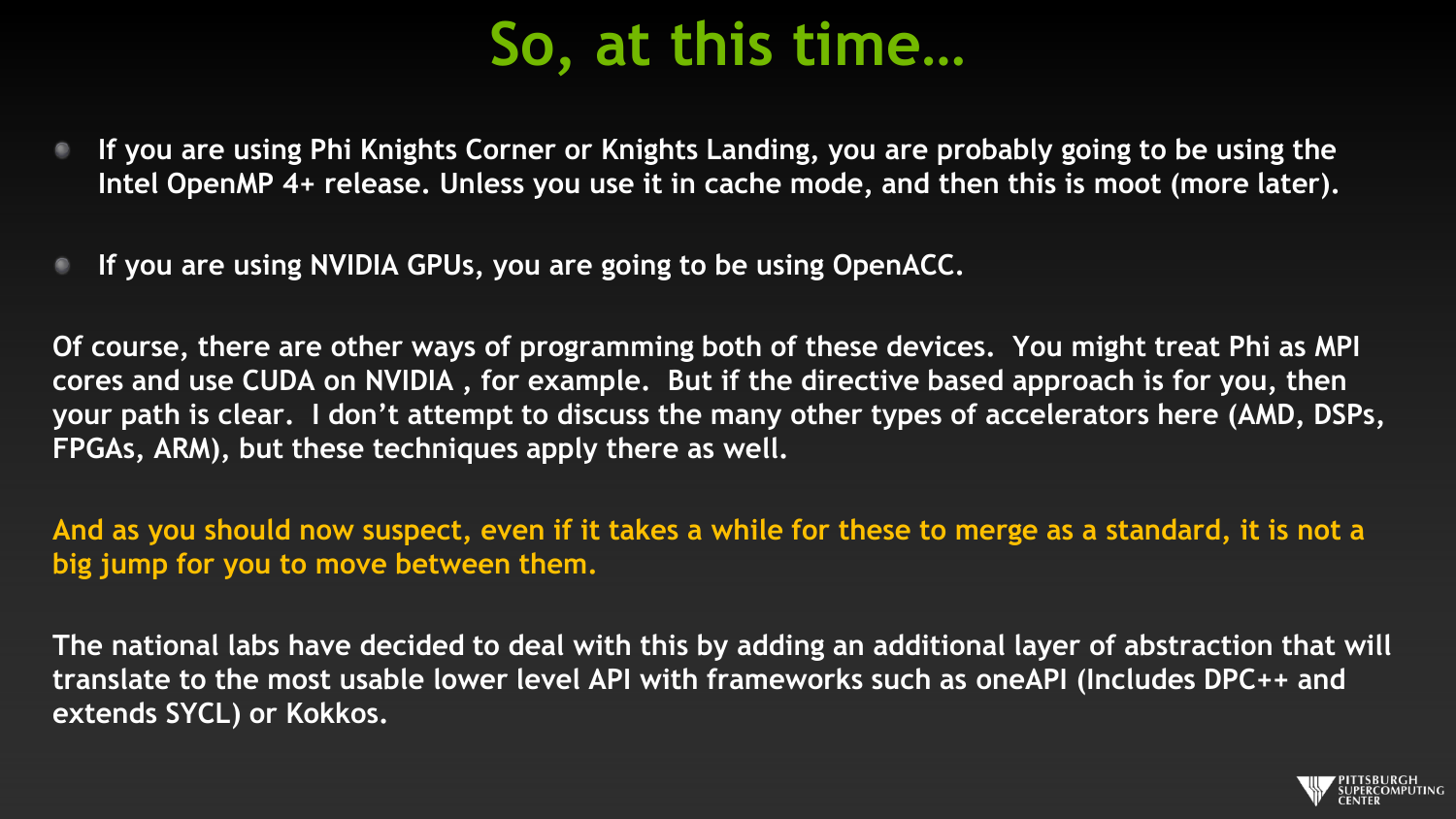# So, at this time…

- If you are using Phi Knights Corner or Knights Landing, you are probably going to be using the Intel OpenMP 4+ release. Unless you use it in cache mode, and then this is moot (more later).
- If you are using NVIDIA GPUs, you are going to be using OpenACC.

Of course, there are other ways of programming both of these devices. You might treat Phi as MPI cores and use CUDA on NVIDIA , for example. But if the directive based approach is for you, then your path is clear. I don't attempt to discuss the many other types of accelerators here (AMD, DSPs, FPGAs, ARM), but these techniques apply there as well.

And as you should now suspect, even if it takes a while for these to merge as a standard, it is not a big jump for you to move between them.

The national labs have decided to deal with this by adding an additional layer of abstraction that will translate to the most usable lower level API with frameworks such as oneAPI (Includes DPC++ and extends SYCL) or Kokkos.